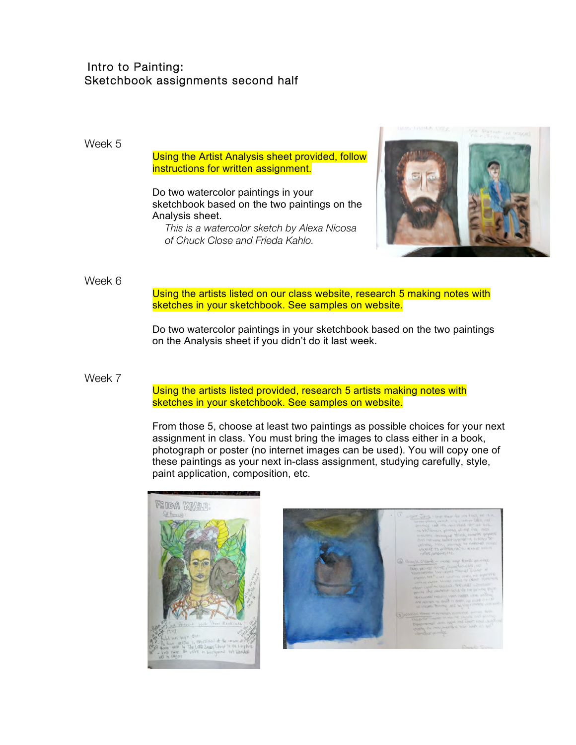# Intro to Painting:
## Sketchbook assignments second half

### Week 5

Using the Artist Analysis sheet provided, follow instructions for written assignment.

Do two watercolor paintings in your sketchbook based on the two paintings on the Analysis sheet.

*This is a watercolor sketch by Alexa Nicosa of Chuck Close and Frieda Kahlo.*

### Week 6

Using the artists listed on our class website, research 5 making notes with sketches in your sketchbook. See samples on website.

Do two watercolor paintings in your sketchbook based on the two paintings on the Analysis sheet if you didn't do it last week.

### Week 7

Using the artists listed provided, research 5 artists making notes with sketches in your sketchbook. See samples on website.

From those 5, choose at least two paintings as possible choices for your next assignment in class. You must bring the images to class either in a book, photograph or poster (no internet images can be used). You will copy one of these paintings as your next in-class assignment, studying carefully, style, paint application, composition, etc.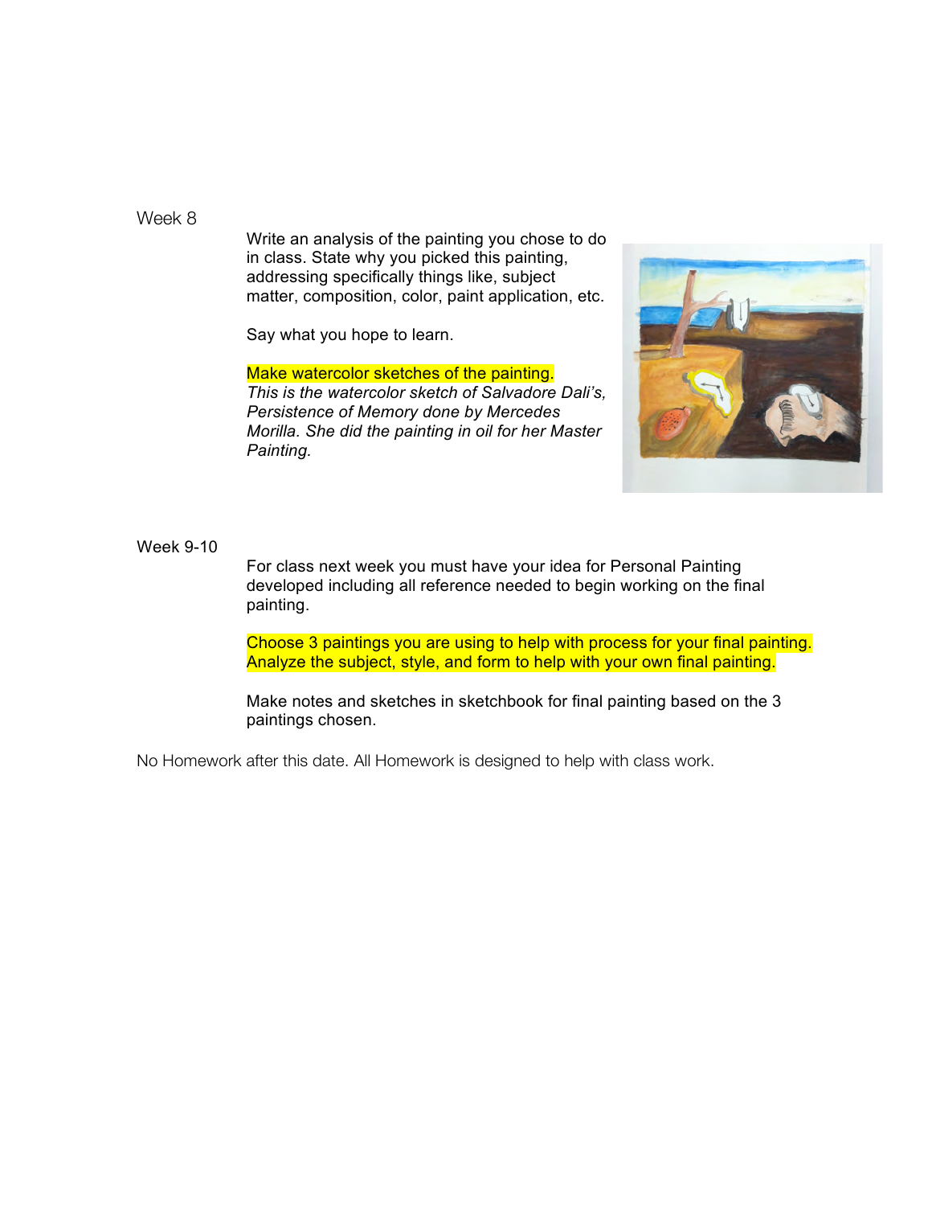Week 8

Write an analysis of the painting you chose to do in class. State why you picked this painting, addressing specifically things like, subject matter, composition, color, paint application, etc.

Say what you hope to learn.

Make watercolor sketches of the painting.
*This is the watercolor sketch of Salvadore Dali's, Persistence of Memory done by Mercedes Morilla. She did the painting in oil for her Master Painting.*

Week 9-10

For class next week you must have your idea for Personal Painting developed including all reference needed to begin working on the final painting.

Choose 3 paintings you are using to help with process for your final painting. Analyze the subject, style, and form to help with your own final painting.

Make notes and sketches in sketchbook for final painting based on the 3 paintings chosen.

No Homework after this date. All Homework is designed to help with class work.